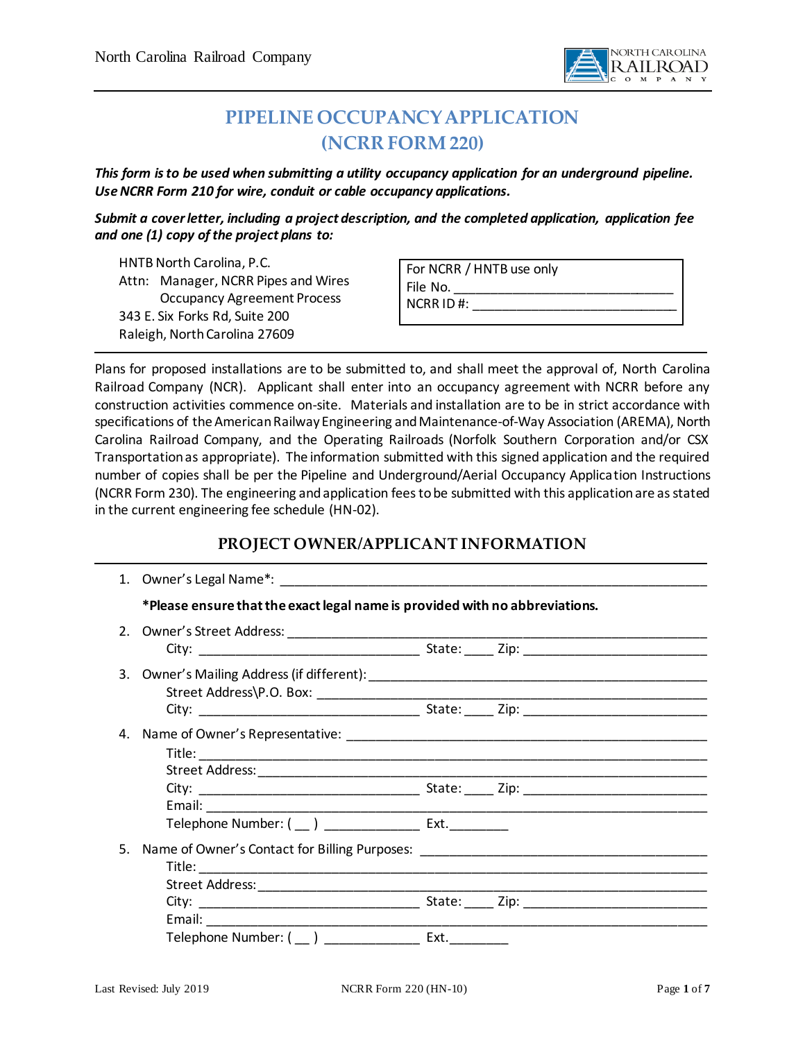# PIPELINE OCCUPANCY APPLICATION (NCRR FORM 220)

***This form is to be used when submitting a utility occupancy application for an underground pipeline. Use NCRR Form 210 for wire, conduit or cable occupancy applications.***

***Submit a cover letter, including a project description, and the completed application, application fee and one (1) copy of the project plans to:***

HNTB North Carolina, P.C.
Attn: Manager, NCRR Pipes and Wires
Occupancy Agreement Process
343 E. Six Forks Rd, Suite 200
Raleigh, North Carolina 27609

| For NCRR / HNTB use only |
|---|
| File No. ______________________________ |
| NCRR ID #: ____________________________ |

Plans for proposed installations are to be submitted to, and shall meet the approval of, North Carolina Railroad Company (NCR). Applicant shall enter into an occupancy agreement with NCRR before any construction activities commence on-site. Materials and installation are to be in strict accordance with specifications of the American Railway Engineering and Maintenance-of-Way Association (AREMA), North Carolina Railroad Company, and the Operating Railroads (Norfolk Southern Corporation and/or CSX Transportation as appropriate). The information submitted with this signed application and the required number of copies shall be per the Pipeline and Underground/Aerial Occupancy Application Instructions (NCRR Form 230). The engineering and application fees to be submitted with this application are as stated in the current engineering fee schedule (HN-02).

## PROJECT OWNER/APPLICANT INFORMATION

1. Owner's Legal Name*: ____________________________________________________________

   **\*Please ensure that the exact legal name is provided with no abbreviations.**

2. Owner's Street Address: __________________________________________________________
   City: ______________________________ State: ____ Zip: ________________________

3. Owner's Mailing Address (if different): _______________________________________________
   Street Address\P.O. Box: _________________________________________________________
   City: ______________________________ State: ____ Zip: ________________________

4. Name of Owner's Representative: ___________________________________________________
   Title: _______________________________________________________________________
   Street Address: _________________________________________________________________
   City: ______________________________ State: ____ Zip: ________________________
   Email: ______________________________________________________________________
   Telephone Number: ( __ ) _____________ Ext.________

5. Name of Owner's Contact for Billing Purposes: _________________________________________
   Title: _______________________________________________________________________
   Street Address: _________________________________________________________________
   City: ______________________________ State: ____ Zip: ________________________
   Email: ______________________________________________________________________
   Telephone Number: ( __ ) _____________ Ext.________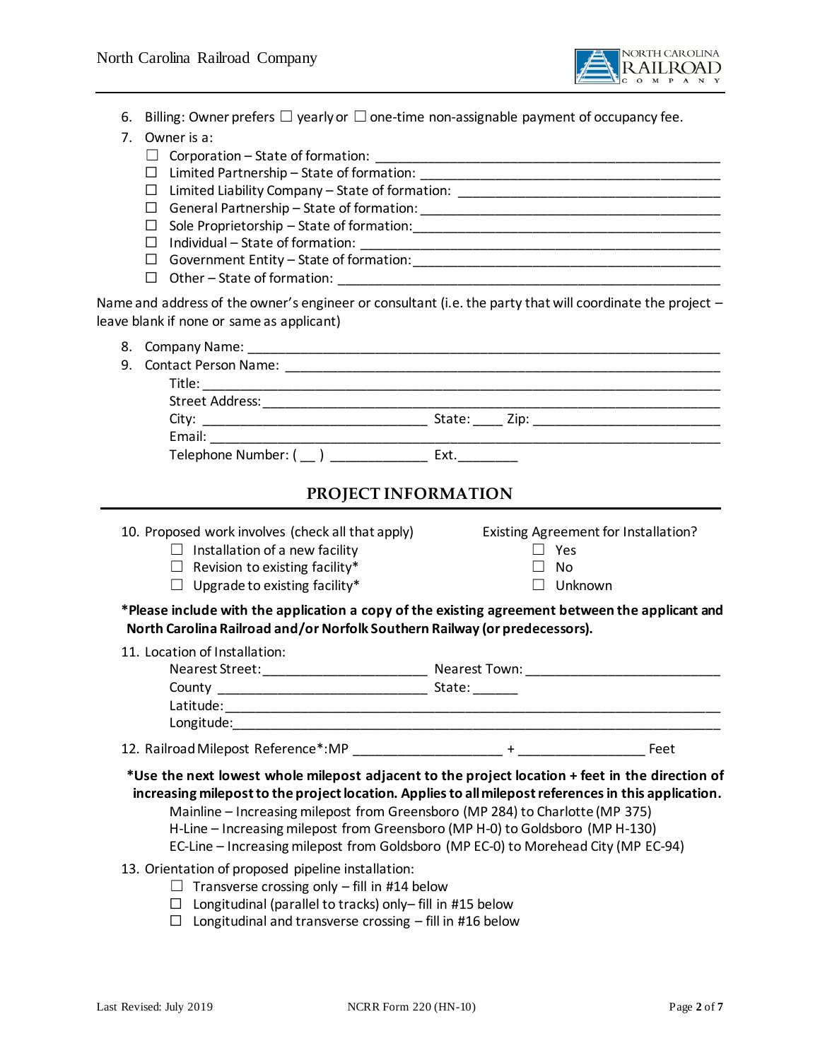6. Billing: Owner prefers ☐ yearly or ☐ one-time non-assignable payment of occupancy fee.
7. Owner is a:
   - ☐ Corporation – State of formation: ______________________________
   - ☐ Limited Partnership – State of formation: ______________________________
   - ☐ Limited Liability Company – State of formation: ______________________________
   - ☐ General Partnership – State of formation: ______________________________
   - ☐ Sole Proprietorship – State of formation: ______________________________
   - ☐ Individual – State of formation: ______________________________
   - ☐ Government Entity – State of formation: ______________________________
   - ☐ Other – State of formation: ______________________________

Name and address of the owner's engineer or consultant (i.e. the party that will coordinate the project – leave blank if none or same as applicant)

8. Company Name: ______________________________
9. Contact Person Name: ______________________________

   Title: ______________________________

   Street Address: ______________________________

   City: ______________________ State: ____ Zip: ____________________

   Email: ______________________________

   Telephone Number: ( __ ) ____________ Ext.________

## PROJECT INFORMATION

10. Proposed work involves (check all that apply)
    - ☐ Installation of a new facility
    - ☐ Revision to existing facility*
    - ☐ Upgrade to existing facility*

Existing Agreement for Installation?
- ☐ Yes
- ☐ No
- ☐ Unknown

**\*Please include with the application a copy of the existing agreement between the applicant and North Carolina Railroad and/or Norfolk Southern Railway (or predecessors).**

11. Location of Installation:

    Nearest Street: ____________________ Nearest Town: ____________________

    County ____________________ State: ______

    Latitude: ______________________________

    Longitude: ______________________________

12. Railroad Milepost Reference*: MP ________________ + ______________ Feet

**\*Use the next lowest whole milepost adjacent to the project location + feet in the direction of increasing milepost to the project location. Applies to all milepost references in this application.**

Mainline – Increasing milepost from Greensboro (MP 284) to Charlotte (MP 375)

H-Line – Increasing milepost from Greensboro (MP H-0) to Goldsboro (MP H-130)

EC-Line – Increasing milepost from Goldsboro (MP EC-0) to Morehead City (MP EC-94)

13. Orientation of proposed pipeline installation:
    - ☐ Transverse crossing only – fill in #14 below
    - ☐ Longitudinal (parallel to tracks) only– fill in #15 below
    - ☐ Longitudinal and transverse crossing – fill in #16 below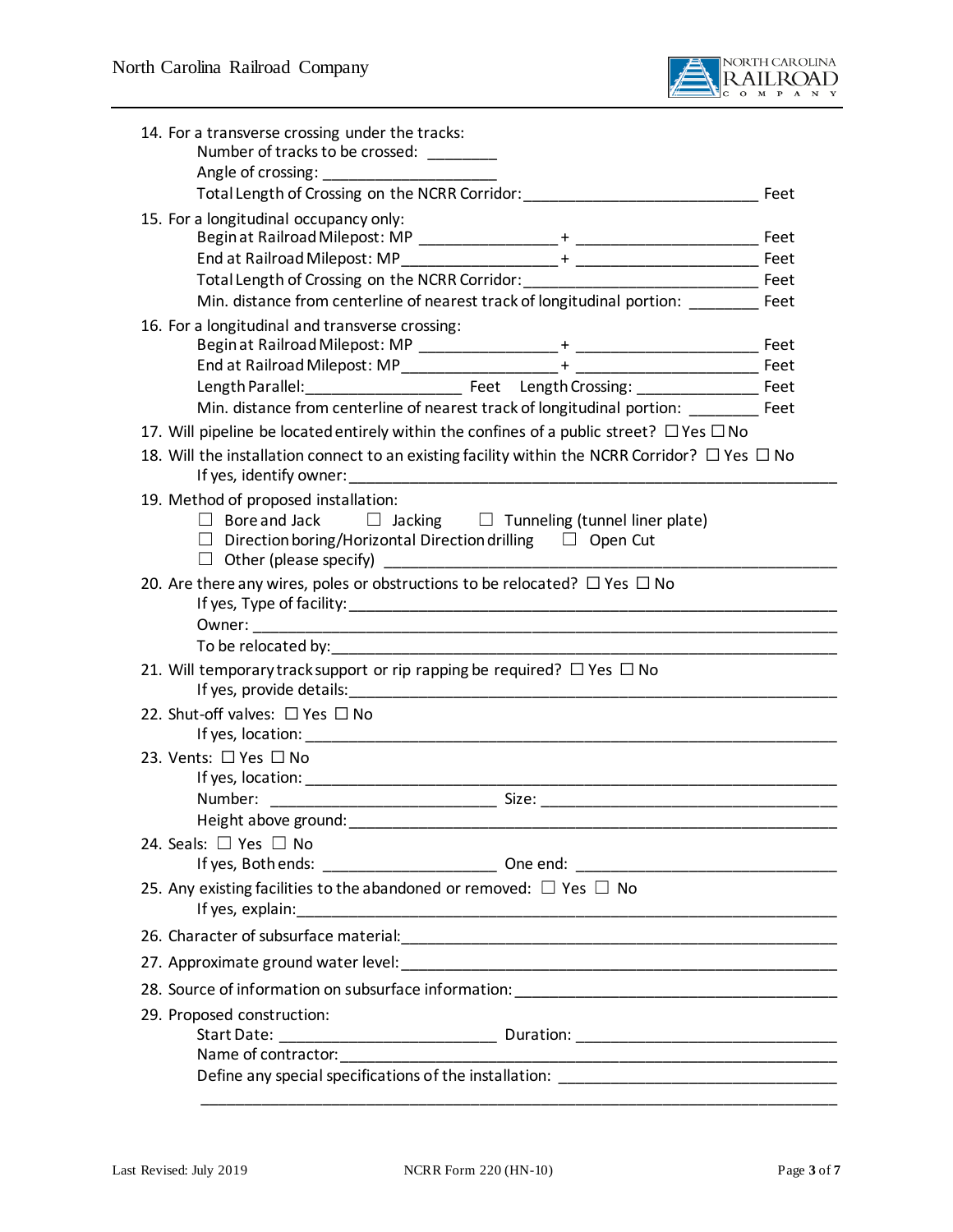14. For a transverse crossing under the tracks:
    Number of tracks to be crossed: ________
    Angle of crossing: ____________________
    Total Length of Crossing on the NCRR Corridor: ___________________________ Feet

15. For a longitudinal occupancy only:
    Begin at Railroad Milepost: MP ________________ + _____________________ Feet
    End at Railroad Milepost: MP__________________ + _____________________ Feet
    Total Length of Crossing on the NCRR Corridor: ___________________________ Feet
    Min. distance from centerline of nearest track of longitudinal portion: ________ Feet

16. For a longitudinal and transverse crossing:
    Begin at Railroad Milepost: MP ________________ + _____________________ Feet
    End at Railroad Milepost: MP__________________ + _____________________ Feet
    Length Parallel:__________________ Feet Length Crossing: ______________ Feet
    Min. distance from centerline of nearest track of longitudinal portion: ________ Feet

17. Will pipeline be located entirely within the confines of a public street? ☐ Yes ☐ No

18. Will the installation connect to an existing facility within the NCRR Corridor? ☐ Yes ☐ No
    If yes, identify owner: ________________________________________________________

19. Method of proposed installation:
    ☐ Bore and Jack ☐ Jacking ☐ Tunneling (tunnel liner plate)
    ☐ Direction boring/Horizontal Direction drilling ☐ Open Cut
    ☐ Other (please specify) _______________________________________________

20. Are there any wires, poles or obstructions to be relocated? ☐ Yes ☐ No
    If yes, Type of facility: ________________________________________________________
    Owner: _______________________________________________________________
    To be relocated by: ____________________________________________________

21. Will temporary track support or rip rapping be required? ☐ Yes ☐ No
    If yes, provide details: _________________________________________________

22. Shut-off valves: ☐ Yes ☐ No
    If yes, location: _______________________________________________________

23. Vents: ☐ Yes ☐ No
    If yes, location: _______________________________________________________
    Number: _________________________ Size: _________________________________
    Height above ground: ___________________________________________________

24. Seals: ☐ Yes ☐ No
    If yes, Both ends: ____________________ One end: ____________________________

25. Any existing facilities to the abandoned or removed: ☐ Yes ☐ No
    If yes, explain: ________________________________________________________

26. Character of subsurface material: _________________________________________________

27. Approximate ground water level: _________________________________________________

28. Source of information on subsurface information: ____________________________________

29. Proposed construction:
    Start Date: _________________________ Duration: _______________________________
    Name of contractor: ______________________________________________________
    Define any special specifications of the installation: ________________________________
    _____________________________________________________________________________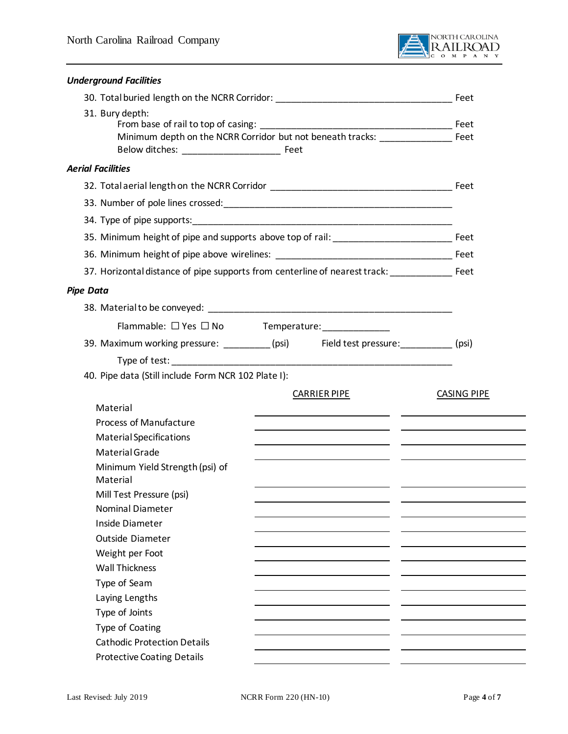***Underground Facilities***

30. Total buried length on the NCRR Corridor: ___________________________________ Feet
31. Bury depth:
    From base of rail to top of casing: ______________________________________ Feet
    Minimum depth on the NCRR Corridor but not beneath tracks: ______________ Feet
    Below ditches: ___________________ Feet

***Aerial Facilities***

32. Total aerial length on the NCRR Corridor ____________________________________ Feet
33. Number of pole lines crossed: _____________________________________________
34. Type of pipe supports: __________________________________________________
35. Minimum height of pipe and supports above top of rail: _______________________ Feet
36. Minimum height of pipe above wirelines: __________________________________ Feet
37. Horizontal distance of pipe supports from centerline of nearest track: ____________ Feet

***Pipe Data***

38. Material to be conveyed: ________________________________________________
    Flammable: ☐ Yes ☐ No    Temperature: _____________
39. Maximum working pressure: _________ (psi)    Field test pressure: __________ (psi)
    Type of test: ____________________________________________________________
40. Pipe data (Still include Form NCR 102 Plate I):

| | CARRIER PIPE | CASING PIPE |
|---|---|---|
| Material | | |
| Process of Manufacture | | |
| Material Specifications | | |
| Material Grade | | |
| Minimum Yield Strength (psi) of Material | | |
| Mill Test Pressure (psi) | | |
| Nominal Diameter | | |
| Inside Diameter | | |
| Outside Diameter | | |
| Weight per Foot | | |
| Wall Thickness | | |
| Type of Seam | | |
| Laying Lengths | | |
| Type of Joints | | |
| Type of Coating | | |
| Cathodic Protection Details | | |
| Protective Coating Details | | |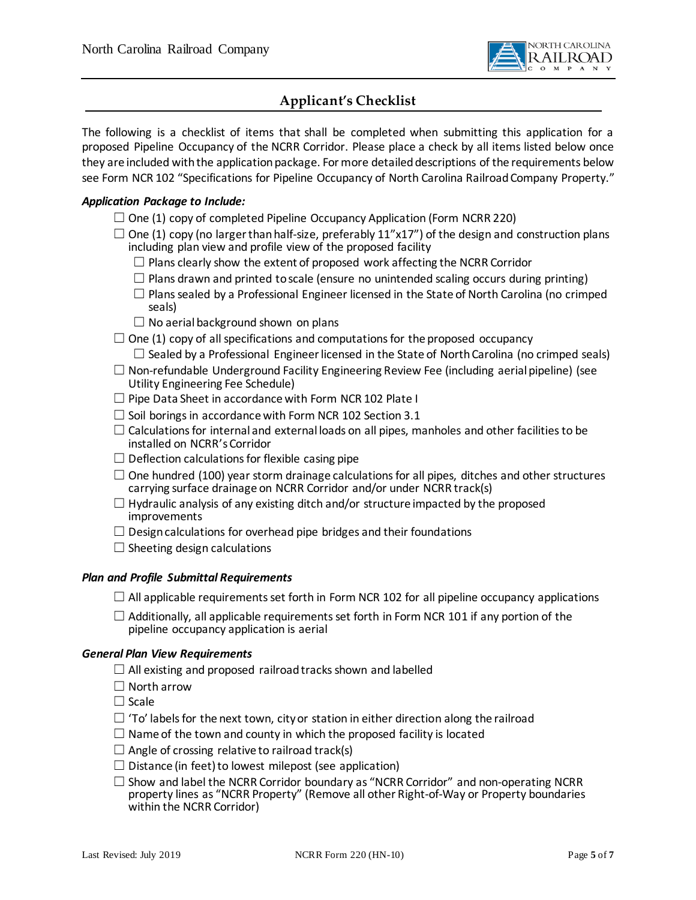## Applicant's Checklist

The following is a checklist of items that shall be completed when submitting this application for a proposed Pipeline Occupancy of the NCRR Corridor. Please place a check by all items listed below once they are included with the application package. For more detailed descriptions of the requirements below see Form NCR 102 "Specifications for Pipeline Occupancy of North Carolina Railroad Company Property."

***Application Package to Include:***

- ☐ One (1) copy of completed Pipeline Occupancy Application (Form NCRR 220)
- ☐ One (1) copy (no larger than half-size, preferably 11"x17") of the design and construction plans including plan view and profile view of the proposed facility
  - ☐ Plans clearly show the extent of proposed work affecting the NCRR Corridor
  - ☐ Plans drawn and printed to scale (ensure no unintended scaling occurs during printing)
  - ☐ Plans sealed by a Professional Engineer licensed in the State of North Carolina (no crimped seals)
  - ☐ No aerial background shown on plans
- ☐ One (1) copy of all specifications and computations for the proposed occupancy
  - ☐ Sealed by a Professional Engineer licensed in the State of North Carolina (no crimped seals)
- ☐ Non-refundable Underground Facility Engineering Review Fee (including aerial pipeline) (see Utility Engineering Fee Schedule)
- ☐ Pipe Data Sheet in accordance with Form NCR 102 Plate I
- ☐ Soil borings in accordance with Form NCR 102 Section 3.1
- ☐ Calculations for internal and external loads on all pipes, manholes and other facilities to be installed on NCRR's Corridor
- ☐ Deflection calculations for flexible casing pipe
- ☐ One hundred (100) year storm drainage calculations for all pipes, ditches and other structures carrying surface drainage on NCRR Corridor and/or under NCRR track(s)
- ☐ Hydraulic analysis of any existing ditch and/or structure impacted by the proposed improvements
- ☐ Design calculations for overhead pipe bridges and their foundations
- ☐ Sheeting design calculations

***Plan and Profile Submittal Requirements***

- ☐ All applicable requirements set forth in Form NCR 102 for all pipeline occupancy applications
- ☐ Additionally, all applicable requirements set forth in Form NCR 101 if any portion of the pipeline occupancy application is aerial

***General Plan View Requirements***

- ☐ All existing and proposed railroad tracks shown and labelled
- ☐ North arrow
- ☐ Scale
- ☐ 'To' labels for the next town, city or station in either direction along the railroad
- ☐ Name of the town and county in which the proposed facility is located
- ☐ Angle of crossing relative to railroad track(s)
- ☐ Distance (in feet) to lowest milepost (see application)
- ☐ Show and label the NCRR Corridor boundary as "NCRR Corridor" and non-operating NCRR property lines as "NCRR Property" (Remove all other Right-of-Way or Property boundaries within the NCRR Corridor)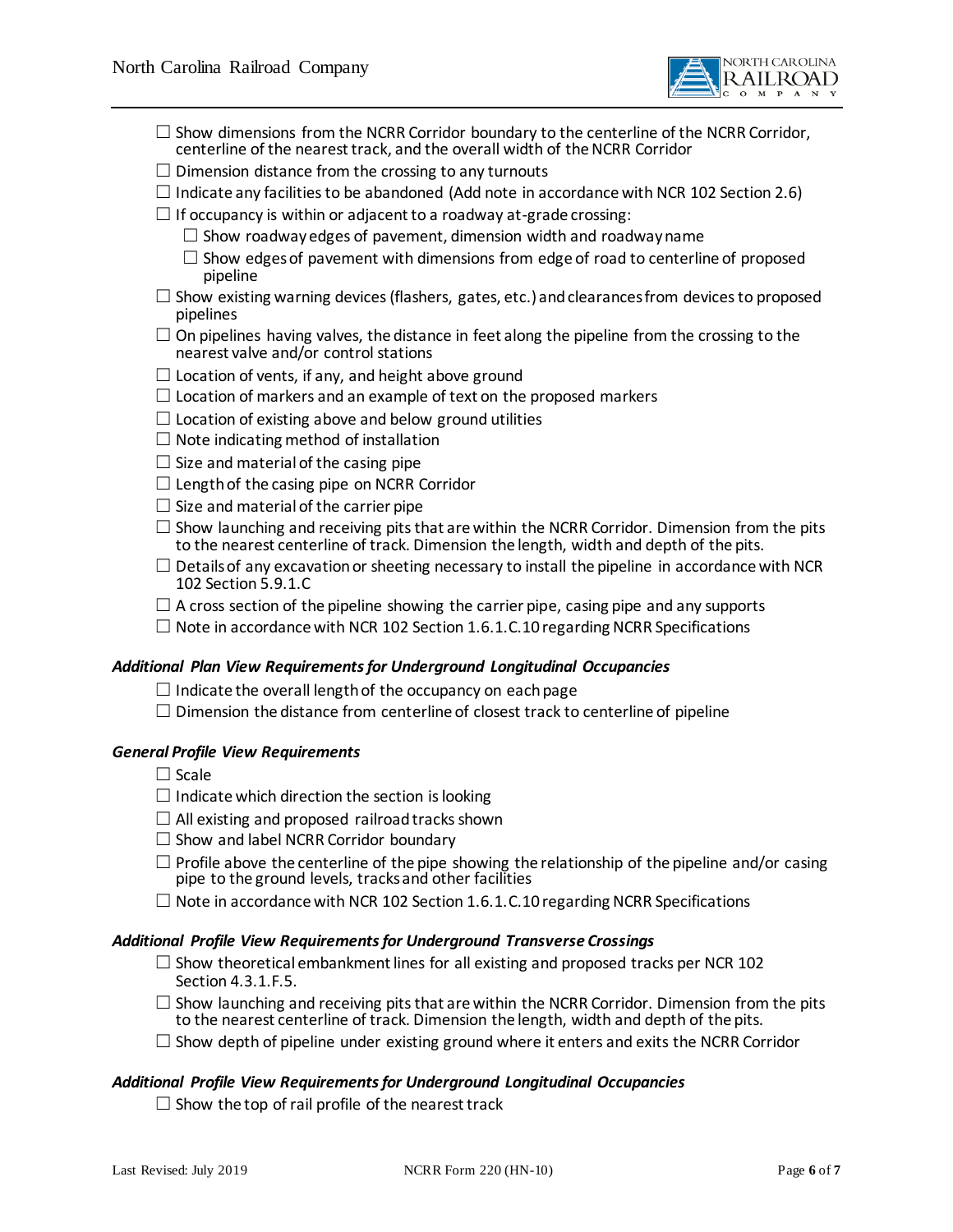- ☐ Show dimensions from the NCRR Corridor boundary to the centerline of the NCRR Corridor, centerline of the nearest track, and the overall width of the NCRR Corridor
- ☐ Dimension distance from the crossing to any turnouts
- ☐ Indicate any facilities to be abandoned (Add note in accordance with NCR 102 Section 2.6)
- ☐ If occupancy is within or adjacent to a roadway at-grade crossing:
  - ☐ Show roadway edges of pavement, dimension width and roadway name
  - ☐ Show edges of pavement with dimensions from edge of road to centerline of proposed pipeline
- ☐ Show existing warning devices (flashers, gates, etc.) and clearances from devices to proposed pipelines
- ☐ On pipelines having valves, the distance in feet along the pipeline from the crossing to the nearest valve and/or control stations
- ☐ Location of vents, if any, and height above ground
- ☐ Location of markers and an example of text on the proposed markers
- ☐ Location of existing above and below ground utilities
- ☐ Note indicating method of installation
- ☐ Size and material of the casing pipe
- ☐ Length of the casing pipe on NCRR Corridor
- ☐ Size and material of the carrier pipe
- ☐ Show launching and receiving pits that are within the NCRR Corridor. Dimension from the pits to the nearest centerline of track. Dimension the length, width and depth of the pits.
- ☐ Details of any excavation or sheeting necessary to install the pipeline in accordance with NCR 102 Section 5.9.1.C
- ☐ A cross section of the pipeline showing the carrier pipe, casing pipe and any supports
- ☐ Note in accordance with NCR 102 Section 1.6.1.C.10 regarding NCRR Specifications

***Additional Plan View Requirements for Underground Longitudinal Occupancies***

- ☐ Indicate the overall length of the occupancy on each page
- ☐ Dimension the distance from centerline of closest track to centerline of pipeline

***General Profile View Requirements***

- ☐ Scale
- ☐ Indicate which direction the section is looking
- ☐ All existing and proposed railroad tracks shown
- ☐ Show and label NCRR Corridor boundary
- ☐ Profile above the centerline of the pipe showing the relationship of the pipeline and/or casing pipe to the ground levels, tracks and other facilities
- ☐ Note in accordance with NCR 102 Section 1.6.1.C.10 regarding NCRR Specifications

***Additional Profile View Requirements for Underground Transverse Crossings***

- ☐ Show theoretical embankment lines for all existing and proposed tracks per NCR 102 Section 4.3.1.F.5.
- ☐ Show launching and receiving pits that are within the NCRR Corridor. Dimension from the pits to the nearest centerline of track. Dimension the length, width and depth of the pits.
- ☐ Show depth of pipeline under existing ground where it enters and exits the NCRR Corridor

***Additional Profile View Requirements for Underground Longitudinal Occupancies***

- ☐ Show the top of rail profile of the nearest track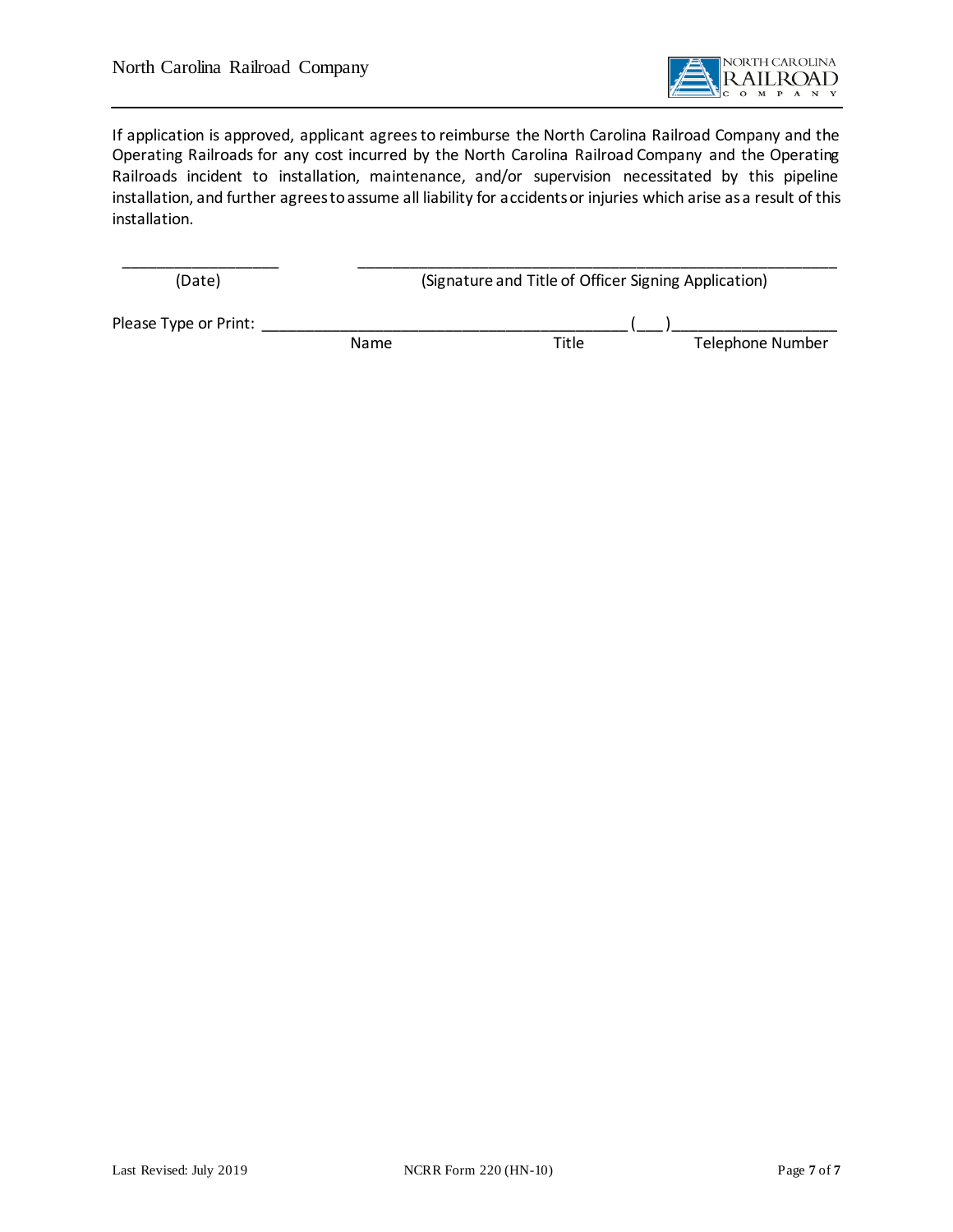If application is approved, applicant agrees to reimburse the North Carolina Railroad Company and the Operating Railroads for any cost incurred by the North Carolina Railroad Company and the Operating Railroads incident to installation, maintenance, and/or supervision necessitated by this pipeline installation, and further agrees to assume all liability for accidents or injuries which arise as a result of this installation.

| | |
|---|---|
| ___________________ | ___________________________________________________________ |
| (Date) | (Signature and Title of Officer Signing Application) |

Please Type or Print: ____________________________________________ (___)___________________

| | | |
|---|---|---|
| Name | Title | Telephone Number |